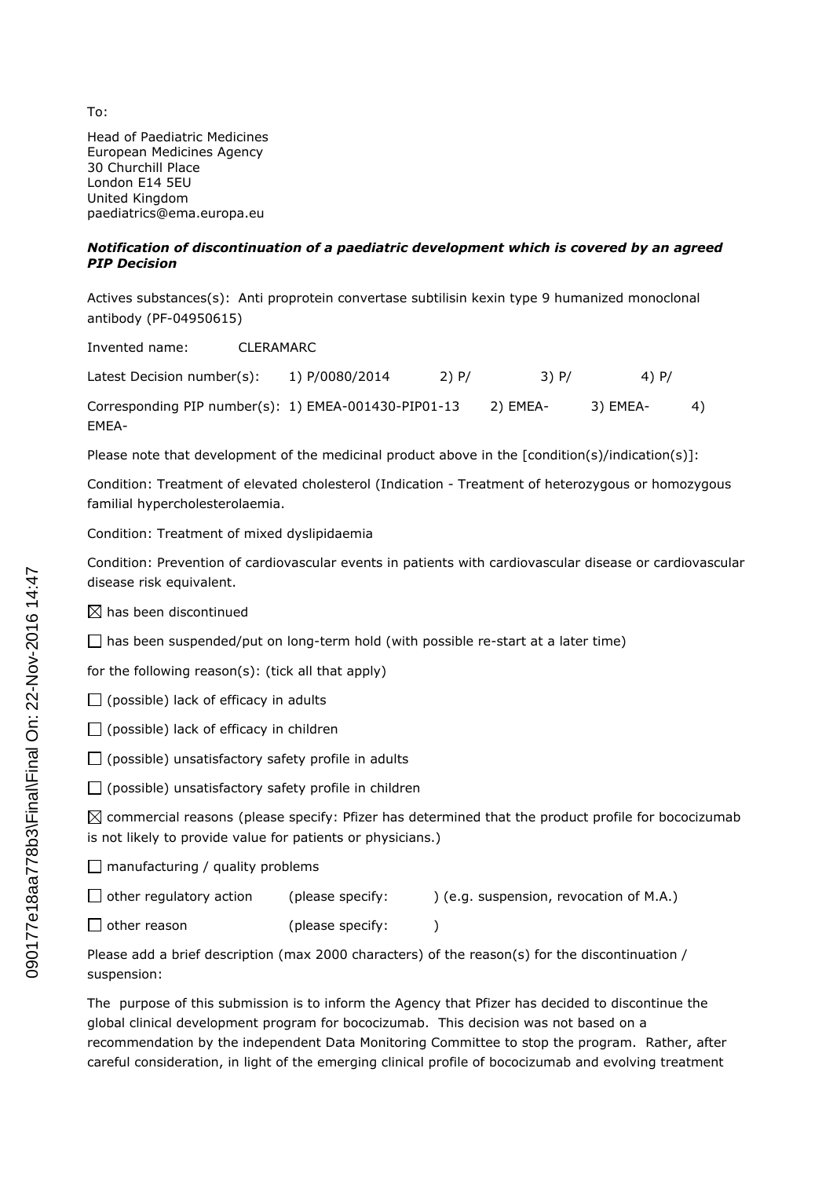To:

Head of Paediatric Medicines
European Medicines Agency
30 Churchill Place
London E14 5EU
United Kingdom
paediatrics@ema.europa.eu

***Notification of discontinuation of a paediatric development which is covered by an agreed PIP Decision***

Actives substances(s): Anti proprotein convertase subtilisin kexin type 9 humanized monoclonal antibody (PF-04950615)

Invented name: CLERAMARC

Latest Decision number(s): 1) P/0080/2014 2) P/ 3) P/ 4) P/

Corresponding PIP number(s): 1) EMEA-001430-PIP01-13 2) EMEA- 3) EMEA- 4) EMEA-

Please note that development of the medicinal product above in the [condition(s)/indication(s)]:

Condition: Treatment of elevated cholesterol (Indication - Treatment of heterozygous or homozygous familial hypercholesterolaemia.

Condition: Treatment of mixed dyslipidaemia

Condition: Prevention of cardiovascular events in patients with cardiovascular disease or cardiovascular disease risk equivalent.

☒ has been discontinued

☐ has been suspended/put on long-term hold (with possible re-start at a later time)

for the following reason(s): (tick all that apply)

☐ (possible) lack of efficacy in adults

☐ (possible) lack of efficacy in children

☐ (possible) unsatisfactory safety profile in adults

☐ (possible) unsatisfactory safety profile in children

☒ commercial reasons (please specify: Pfizer has determined that the product profile for bococizumab is not likely to provide value for patients or physicians.)

☐ manufacturing / quality problems

☐ other regulatory action (please specify: ) (e.g. suspension, revocation of M.A.)

☐ other reason (please specify: )

Please add a brief description (max 2000 characters) of the reason(s) for the discontinuation / suspension:

The purpose of this submission is to inform the Agency that Pfizer has decided to discontinue the global clinical development program for bococizumab. This decision was not based on a recommendation by the independent Data Monitoring Committee to stop the program. Rather, after careful consideration, in light of the emerging clinical profile of bococizumab and evolving treatment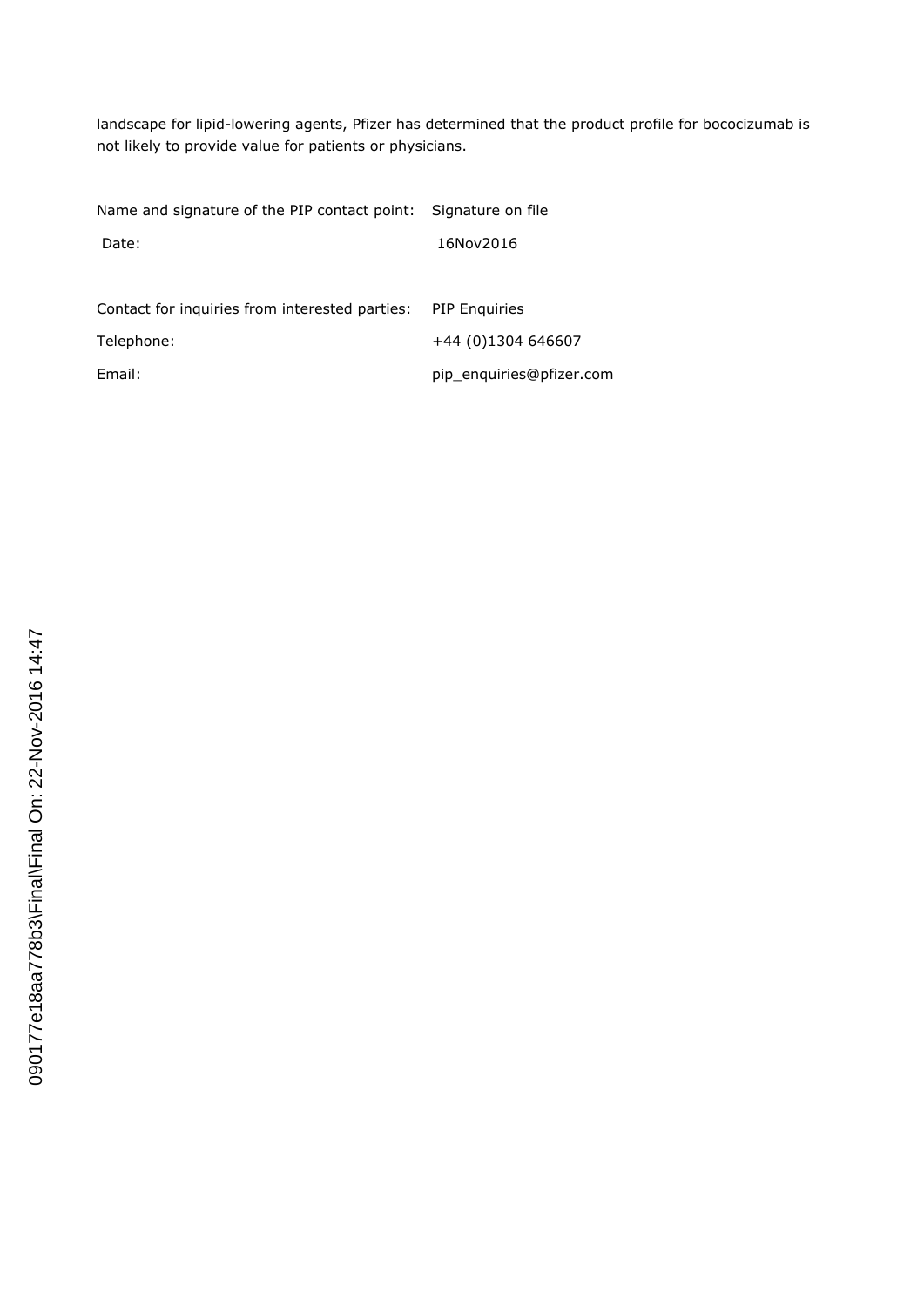landscape for lipid-lowering agents, Pfizer has determined that the product profile for bococizumab is not likely to provide value for patients or physicians.

| | |
|---|---|
| Name and signature of the PIP contact point: | Signature on file |
| Date: | 16Nov2016 |

| | |
|---|---|
| Contact for inquiries from interested parties: | PIP Enquiries |
| Telephone: | +44 (0)1304 646607 |
| Email: | pip_enquiries@pfizer.com |